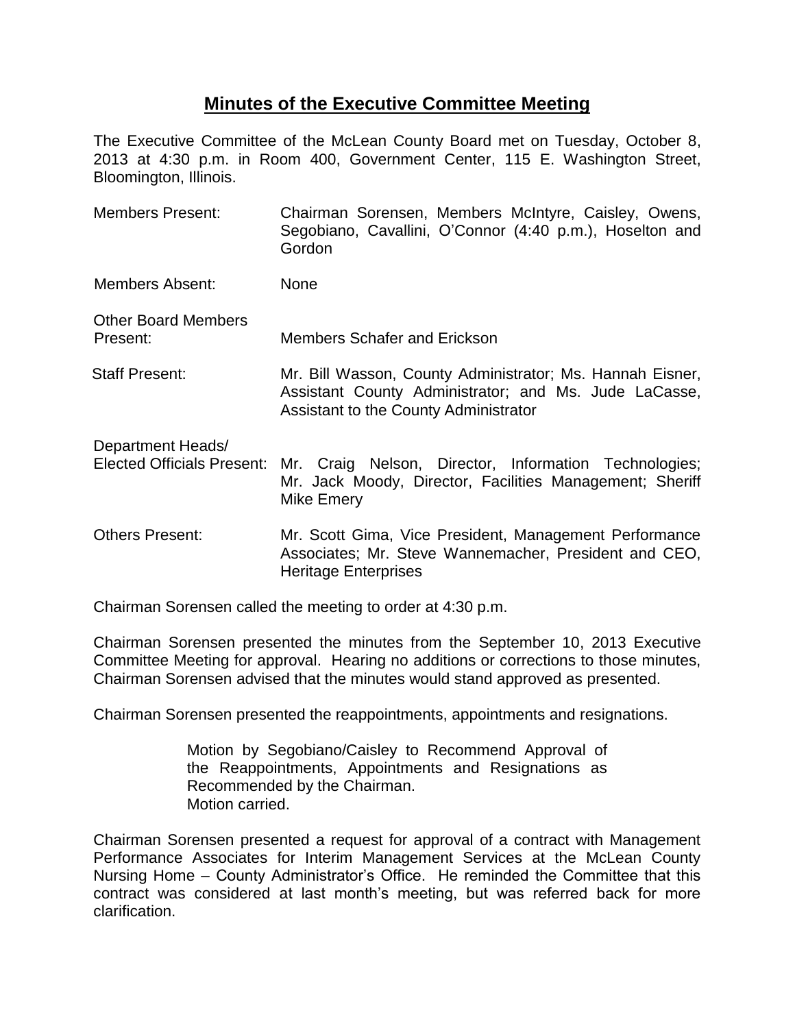# Minutes of the Executive Committee Meeting

The Executive Committee of the McLean County Board met on Tuesday, October 8, 2013 at 4:30 p.m. in Room 400, Government Center, 115 E. Washington Street, Bloomington, Illinois.

| | |
|---|---|
| Members Present: | Chairman Sorensen, Members McIntyre, Caisley, Owens, Segobiano, Cavallini, O'Connor (4:40 p.m.), Hoselton and Gordon |
| Members Absent: | None |
| Other Board Members Present: | Members Schafer and Erickson |
| Staff Present: | Mr. Bill Wasson, County Administrator; Ms. Hannah Eisner, Assistant County Administrator; and Ms. Jude LaCasse, Assistant to the County Administrator |
| Department Heads/ Elected Officials Present: | Mr. Craig Nelson, Director, Information Technologies; Mr. Jack Moody, Director, Facilities Management; Sheriff Mike Emery |
| Others Present: | Mr. Scott Gima, Vice President, Management Performance Associates; Mr. Steve Wannemacher, President and CEO, Heritage Enterprises |

Chairman Sorensen called the meeting to order at 4:30 p.m.

Chairman Sorensen presented the minutes from the September 10, 2013 Executive Committee Meeting for approval. Hearing no additions or corrections to those minutes, Chairman Sorensen advised that the minutes would stand approved as presented.

Chairman Sorensen presented the reappointments, appointments and resignations.

> Motion by Segobiano/Caisley to Recommend Approval of the Reappointments, Appointments and Resignations as Recommended by the Chairman.
> Motion carried.

Chairman Sorensen presented a request for approval of a contract with Management Performance Associates for Interim Management Services at the McLean County Nursing Home – County Administrator's Office. He reminded the Committee that this contract was considered at last month's meeting, but was referred back for more clarification.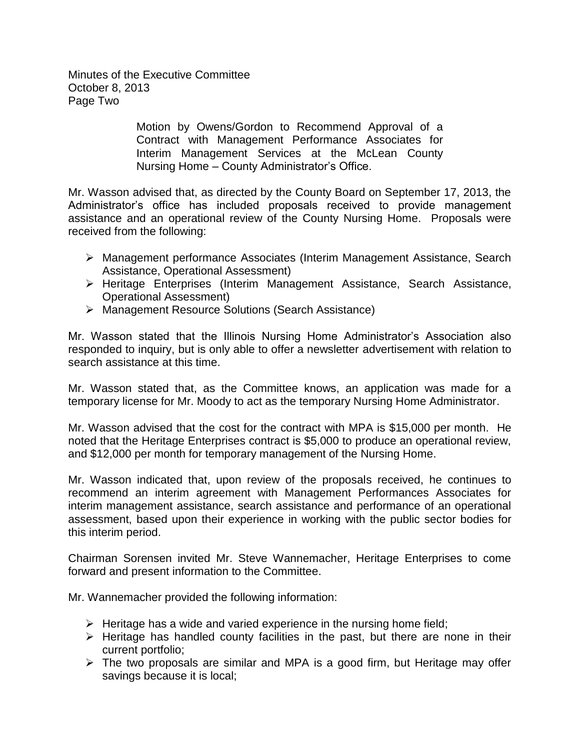Motion by Owens/Gordon to Recommend Approval of a Contract with Management Performance Associates for Interim Management Services at the McLean County Nursing Home – County Administrator's Office.

Mr. Wasson advised that, as directed by the County Board on September 17, 2013, the Administrator's office has included proposals received to provide management assistance and an operational review of the County Nursing Home. Proposals were received from the following:

- Management performance Associates (Interim Management Assistance, Search Assistance, Operational Assessment)
- Heritage Enterprises (Interim Management Assistance, Search Assistance, Operational Assessment)
- Management Resource Solutions (Search Assistance)

Mr. Wasson stated that the Illinois Nursing Home Administrator's Association also responded to inquiry, but is only able to offer a newsletter advertisement with relation to search assistance at this time.

Mr. Wasson stated that, as the Committee knows, an application was made for a temporary license for Mr. Moody to act as the temporary Nursing Home Administrator.

Mr. Wasson advised that the cost for the contract with MPA is $15,000 per month. He noted that the Heritage Enterprises contract is $5,000 to produce an operational review, and $12,000 per month for temporary management of the Nursing Home.

Mr. Wasson indicated that, upon review of the proposals received, he continues to recommend an interim agreement with Management Performances Associates for interim management assistance, search assistance and performance of an operational assessment, based upon their experience in working with the public sector bodies for this interim period.

Chairman Sorensen invited Mr. Steve Wannemacher, Heritage Enterprises to come forward and present information to the Committee.

Mr. Wannemacher provided the following information:

- Heritage has a wide and varied experience in the nursing home field;
- Heritage has handled county facilities in the past, but there are none in their current portfolio;
- The two proposals are similar and MPA is a good firm, but Heritage may offer savings because it is local;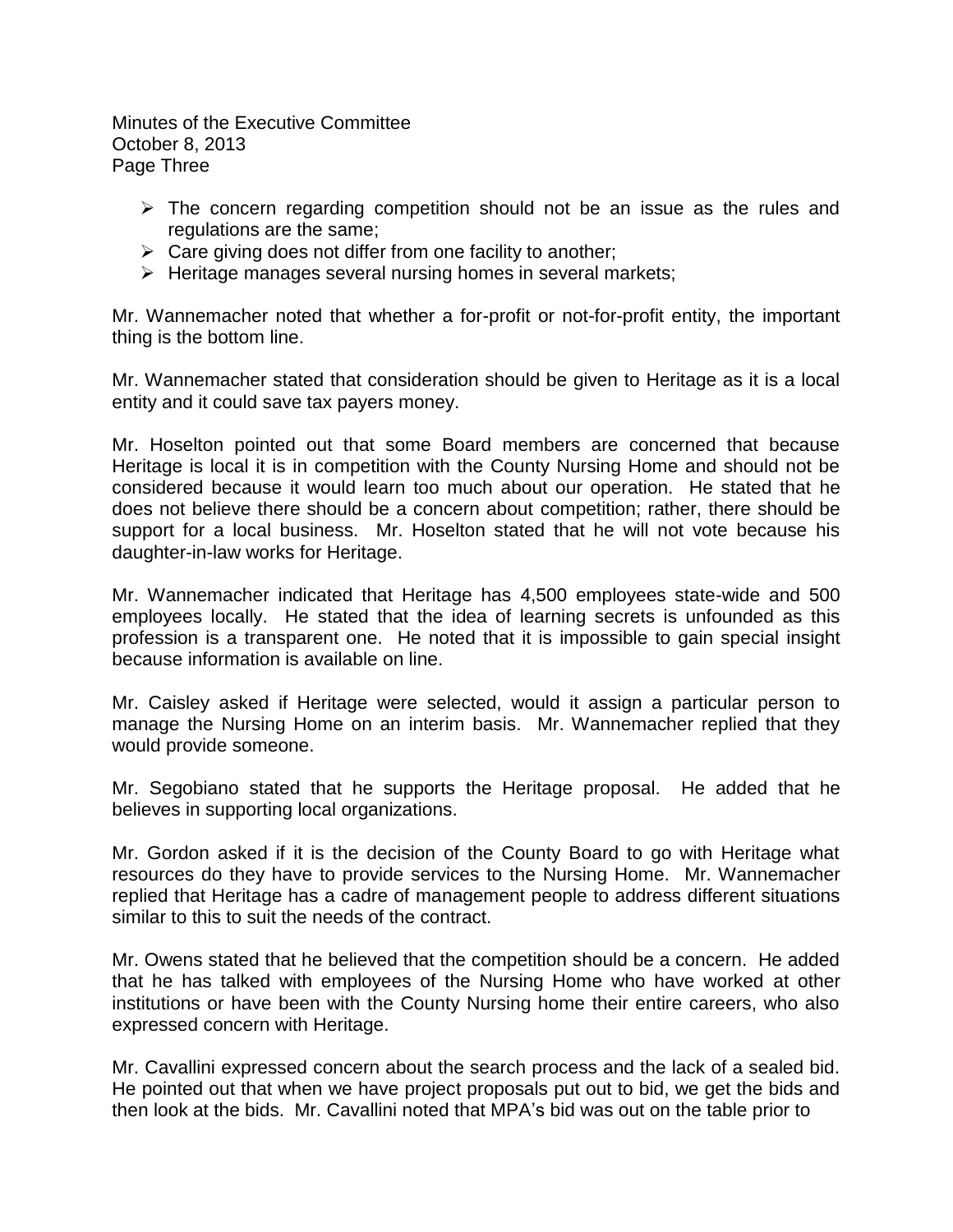- The concern regarding competition should not be an issue as the rules and regulations are the same;
- Care giving does not differ from one facility to another;
- Heritage manages several nursing homes in several markets;

Mr. Wannemacher noted that whether a for-profit or not-for-profit entity, the important thing is the bottom line.

Mr. Wannemacher stated that consideration should be given to Heritage as it is a local entity and it could save tax payers money.

Mr. Hoselton pointed out that some Board members are concerned that because Heritage is local it is in competition with the County Nursing Home and should not be considered because it would learn too much about our operation. He stated that he does not believe there should be a concern about competition; rather, there should be support for a local business. Mr. Hoselton stated that he will not vote because his daughter-in-law works for Heritage.

Mr. Wannemacher indicated that Heritage has 4,500 employees state-wide and 500 employees locally. He stated that the idea of learning secrets is unfounded as this profession is a transparent one. He noted that it is impossible to gain special insight because information is available on line.

Mr. Caisley asked if Heritage were selected, would it assign a particular person to manage the Nursing Home on an interim basis. Mr. Wannemacher replied that they would provide someone.

Mr. Segobiano stated that he supports the Heritage proposal. He added that he believes in supporting local organizations.

Mr. Gordon asked if it is the decision of the County Board to go with Heritage what resources do they have to provide services to the Nursing Home. Mr. Wannemacher replied that Heritage has a cadre of management people to address different situations similar to this to suit the needs of the contract.

Mr. Owens stated that he believed that the competition should be a concern. He added that he has talked with employees of the Nursing Home who have worked at other institutions or have been with the County Nursing home their entire careers, who also expressed concern with Heritage.

Mr. Cavallini expressed concern about the search process and the lack of a sealed bid. He pointed out that when we have project proposals put out to bid, we get the bids and then look at the bids. Mr. Cavallini noted that MPA's bid was out on the table prior to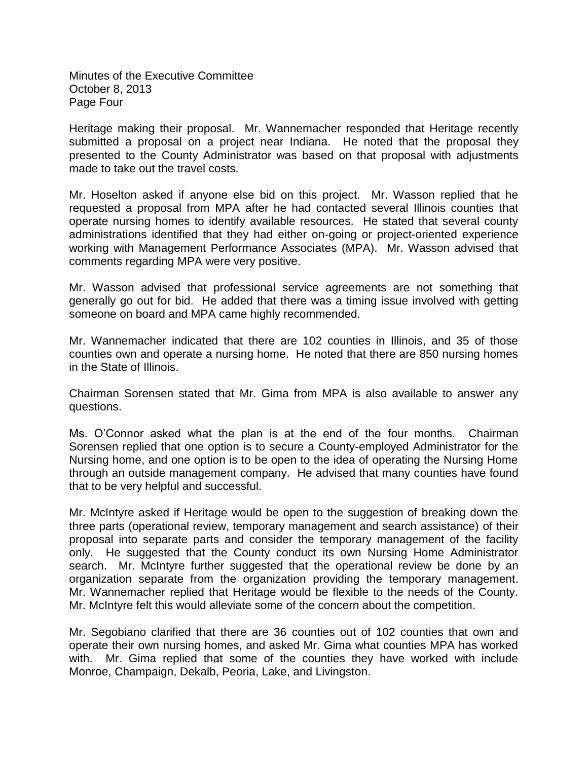Heritage making their proposal. Mr. Wannemacher responded that Heritage recently submitted a proposal on a project near Indiana. He noted that the proposal they presented to the County Administrator was based on that proposal with adjustments made to take out the travel costs.

Mr. Hoselton asked if anyone else bid on this project. Mr. Wasson replied that he requested a proposal from MPA after he had contacted several Illinois counties that operate nursing homes to identify available resources. He stated that several county administrations identified that they had either on-going or project-oriented experience working with Management Performance Associates (MPA). Mr. Wasson advised that comments regarding MPA were very positive.

Mr. Wasson advised that professional service agreements are not something that generally go out for bid. He added that there was a timing issue involved with getting someone on board and MPA came highly recommended.

Mr. Wannemacher indicated that there are 102 counties in Illinois, and 35 of those counties own and operate a nursing home. He noted that there are 850 nursing homes in the State of Illinois.

Chairman Sorensen stated that Mr. Gima from MPA is also available to answer any questions.

Ms. O'Connor asked what the plan is at the end of the four months. Chairman Sorensen replied that one option is to secure a County-employed Administrator for the Nursing home, and one option is to be open to the idea of operating the Nursing Home through an outside management company. He advised that many counties have found that to be very helpful and successful.

Mr. McIntyre asked if Heritage would be open to the suggestion of breaking down the three parts (operational review, temporary management and search assistance) of their proposal into separate parts and consider the temporary management of the facility only. He suggested that the County conduct its own Nursing Home Administrator search. Mr. McIntyre further suggested that the operational review be done by an organization separate from the organization providing the temporary management. Mr. Wannemacher replied that Heritage would be flexible to the needs of the County. Mr. McIntyre felt this would alleviate some of the concern about the competition.

Mr. Segobiano clarified that there are 36 counties out of 102 counties that own and operate their own nursing homes, and asked Mr. Gima what counties MPA has worked with. Mr. Gima replied that some of the counties they have worked with include Monroe, Champaign, Dekalb, Peoria, Lake, and Livingston.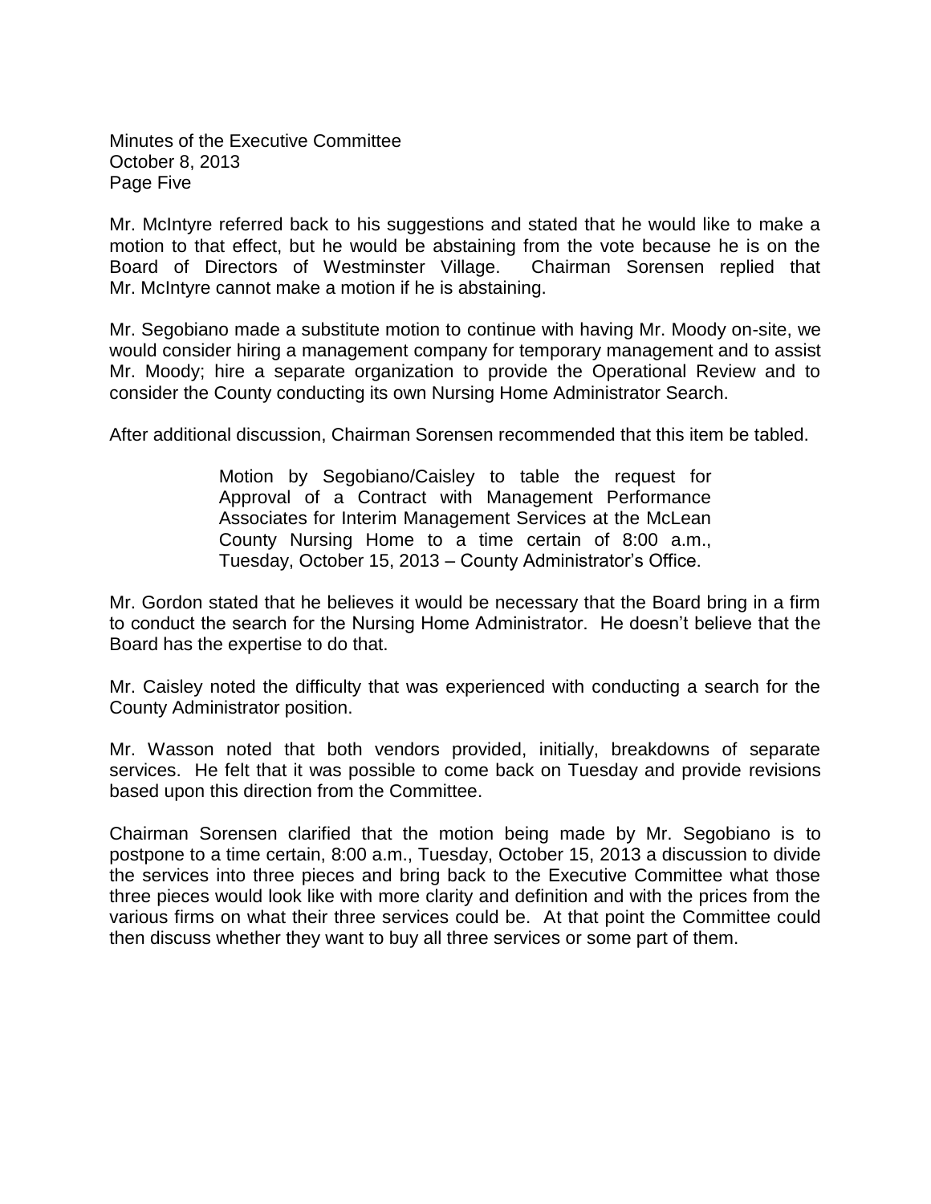Mr. McIntyre referred back to his suggestions and stated that he would like to make a motion to that effect, but he would be abstaining from the vote because he is on the Board of Directors of Westminster Village. Chairman Sorensen replied that Mr. McIntyre cannot make a motion if he is abstaining.

Mr. Segobiano made a substitute motion to continue with having Mr. Moody on-site, we would consider hiring a management company for temporary management and to assist Mr. Moody; hire a separate organization to provide the Operational Review and to consider the County conducting its own Nursing Home Administrator Search.

After additional discussion, Chairman Sorensen recommended that this item be tabled.

> Motion by Segobiano/Caisley to table the request for Approval of a Contract with Management Performance Associates for Interim Management Services at the McLean County Nursing Home to a time certain of 8:00 a.m., Tuesday, October 15, 2013 – County Administrator's Office.

Mr. Gordon stated that he believes it would be necessary that the Board bring in a firm to conduct the search for the Nursing Home Administrator. He doesn't believe that the Board has the expertise to do that.

Mr. Caisley noted the difficulty that was experienced with conducting a search for the County Administrator position.

Mr. Wasson noted that both vendors provided, initially, breakdowns of separate services. He felt that it was possible to come back on Tuesday and provide revisions based upon this direction from the Committee.

Chairman Sorensen clarified that the motion being made by Mr. Segobiano is to postpone to a time certain, 8:00 a.m., Tuesday, October 15, 2013 a discussion to divide the services into three pieces and bring back to the Executive Committee what those three pieces would look like with more clarity and definition and with the prices from the various firms on what their three services could be. At that point the Committee could then discuss whether they want to buy all three services or some part of them.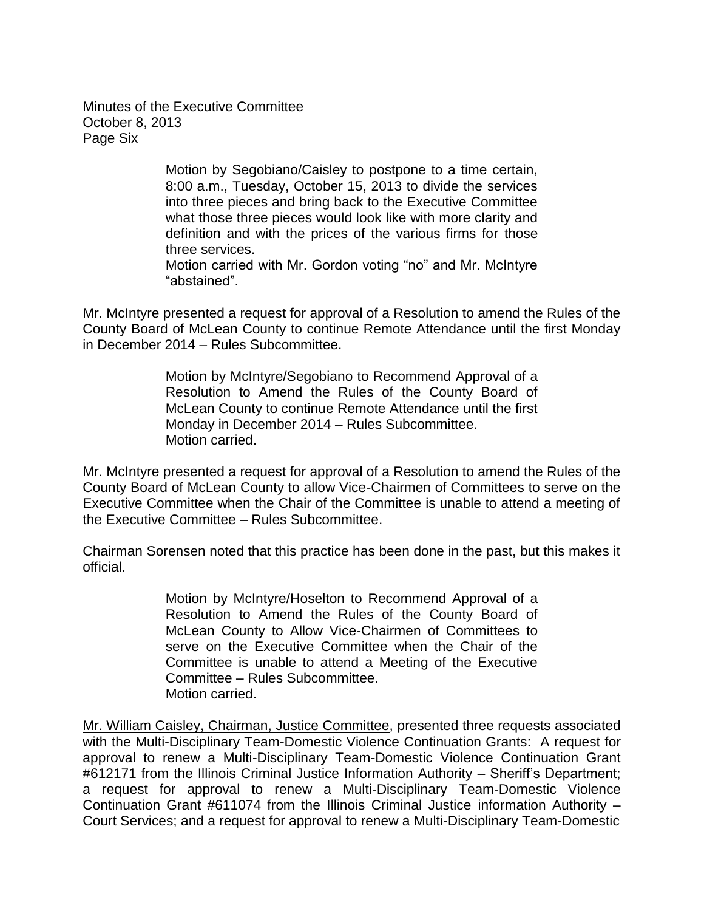Motion by Segobiano/Caisley to postpone to a time certain, 8:00 a.m., Tuesday, October 15, 2013 to divide the services into three pieces and bring back to the Executive Committee what those three pieces would look like with more clarity and definition and with the prices of the various firms for those three services.
Motion carried with Mr. Gordon voting "no" and Mr. McIntyre "abstained".

Mr. McIntyre presented a request for approval of a Resolution to amend the Rules of the County Board of McLean County to continue Remote Attendance until the first Monday in December 2014 – Rules Subcommittee.

> Motion by McIntyre/Segobiano to Recommend Approval of a Resolution to Amend the Rules of the County Board of McLean County to continue Remote Attendance until the first Monday in December 2014 – Rules Subcommittee.
> Motion carried.

Mr. McIntyre presented a request for approval of a Resolution to amend the Rules of the County Board of McLean County to allow Vice-Chairmen of Committees to serve on the Executive Committee when the Chair of the Committee is unable to attend a meeting of the Executive Committee – Rules Subcommittee.

Chairman Sorensen noted that this practice has been done in the past, but this makes it official.

> Motion by McIntyre/Hoselton to Recommend Approval of a Resolution to Amend the Rules of the County Board of McLean County to Allow Vice-Chairmen of Committees to serve on the Executive Committee when the Chair of the Committee is unable to attend a Meeting of the Executive Committee – Rules Subcommittee.
> Motion carried.

Mr. William Caisley, Chairman, Justice Committee, presented three requests associated with the Multi-Disciplinary Team-Domestic Violence Continuation Grants: A request for approval to renew a Multi-Disciplinary Team-Domestic Violence Continuation Grant #612171 from the Illinois Criminal Justice Information Authority – Sheriff's Department; a request for approval to renew a Multi-Disciplinary Team-Domestic Violence Continuation Grant #611074 from the Illinois Criminal Justice information Authority – Court Services; and a request for approval to renew a Multi-Disciplinary Team-Domestic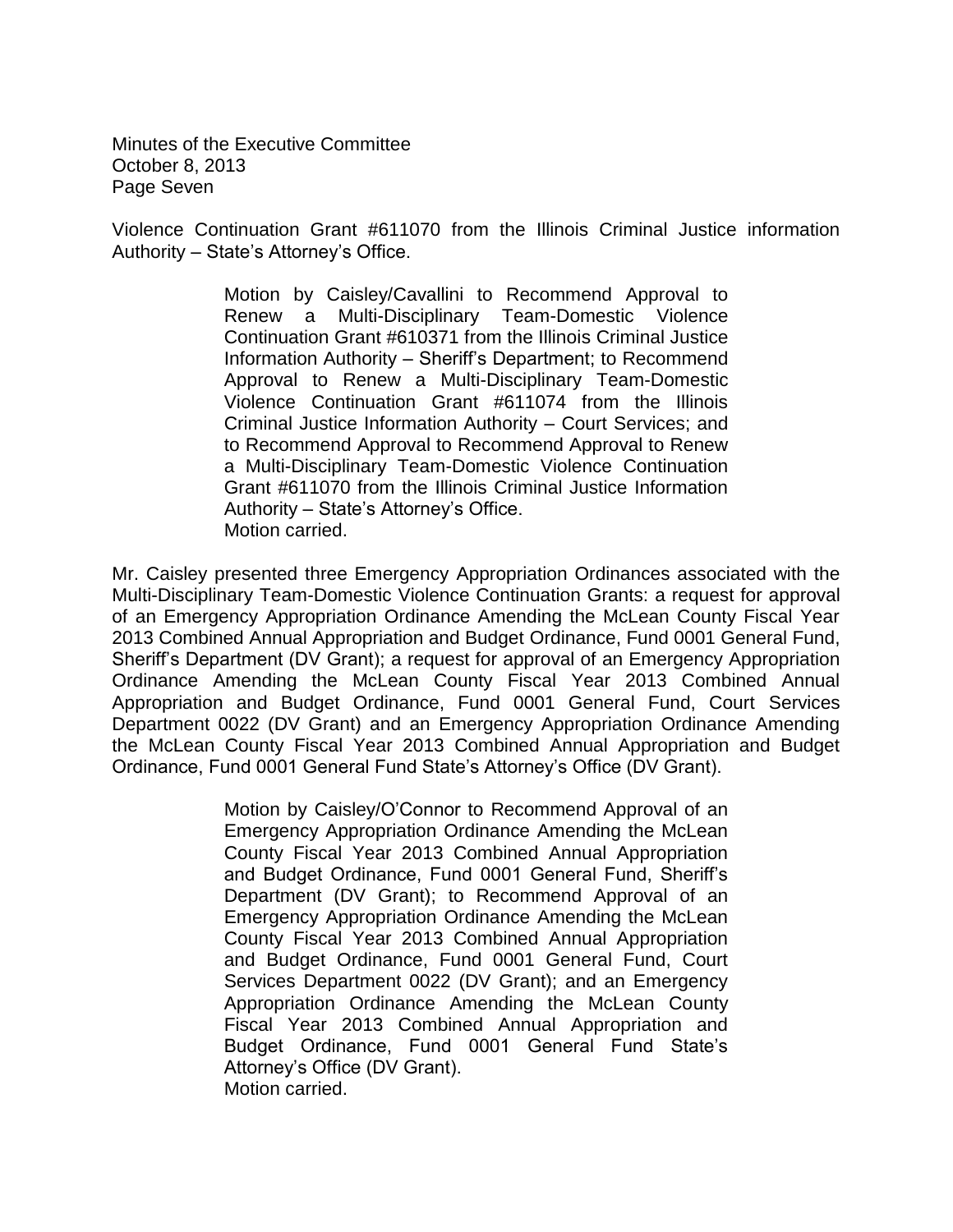Violence Continuation Grant #611070 from the Illinois Criminal Justice information Authority – State's Attorney's Office.

> Motion by Caisley/Cavallini to Recommend Approval to Renew a Multi-Disciplinary Team-Domestic Violence Continuation Grant #610371 from the Illinois Criminal Justice Information Authority – Sheriff's Department; to Recommend Approval to Renew a Multi-Disciplinary Team-Domestic Violence Continuation Grant #611074 from the Illinois Criminal Justice Information Authority – Court Services; and to Recommend Approval to Recommend Approval to Renew a Multi-Disciplinary Team-Domestic Violence Continuation Grant #611070 from the Illinois Criminal Justice Information Authority – State's Attorney's Office.
> Motion carried.

Mr. Caisley presented three Emergency Appropriation Ordinances associated with the Multi-Disciplinary Team-Domestic Violence Continuation Grants: a request for approval of an Emergency Appropriation Ordinance Amending the McLean County Fiscal Year 2013 Combined Annual Appropriation and Budget Ordinance, Fund 0001 General Fund, Sheriff's Department (DV Grant); a request for approval of an Emergency Appropriation Ordinance Amending the McLean County Fiscal Year 2013 Combined Annual Appropriation and Budget Ordinance, Fund 0001 General Fund, Court Services Department 0022 (DV Grant) and an Emergency Appropriation Ordinance Amending the McLean County Fiscal Year 2013 Combined Annual Appropriation and Budget Ordinance, Fund 0001 General Fund State's Attorney's Office (DV Grant).

> Motion by Caisley/O'Connor to Recommend Approval of an Emergency Appropriation Ordinance Amending the McLean County Fiscal Year 2013 Combined Annual Appropriation and Budget Ordinance, Fund 0001 General Fund, Sheriff's Department (DV Grant); to Recommend Approval of an Emergency Appropriation Ordinance Amending the McLean County Fiscal Year 2013 Combined Annual Appropriation and Budget Ordinance, Fund 0001 General Fund, Court Services Department 0022 (DV Grant); and an Emergency Appropriation Ordinance Amending the McLean County Fiscal Year 2013 Combined Annual Appropriation and Budget Ordinance, Fund 0001 General Fund State's Attorney's Office (DV Grant).
> Motion carried.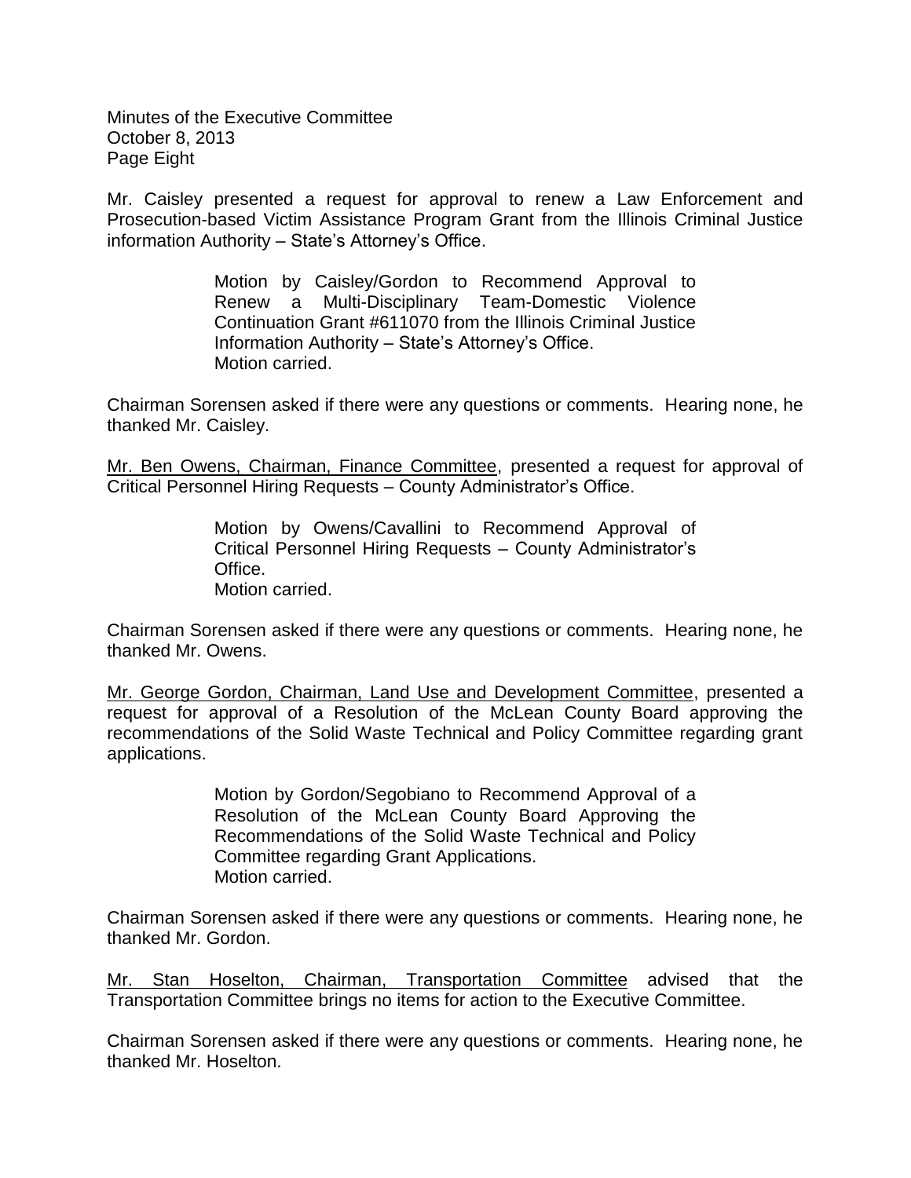Mr. Caisley presented a request for approval to renew a Law Enforcement and Prosecution-based Victim Assistance Program Grant from the Illinois Criminal Justice information Authority – State's Attorney's Office.

> Motion by Caisley/Gordon to Recommend Approval to Renew a Multi-Disciplinary Team-Domestic Violence Continuation Grant #611070 from the Illinois Criminal Justice Information Authority – State's Attorney's Office.
> Motion carried.

Chairman Sorensen asked if there were any questions or comments. Hearing none, he thanked Mr. Caisley.

Mr. Ben Owens, Chairman, Finance Committee, presented a request for approval of Critical Personnel Hiring Requests – County Administrator's Office.

> Motion by Owens/Cavallini to Recommend Approval of Critical Personnel Hiring Requests – County Administrator's Office.
> Motion carried.

Chairman Sorensen asked if there were any questions or comments. Hearing none, he thanked Mr. Owens.

Mr. George Gordon, Chairman, Land Use and Development Committee, presented a request for approval of a Resolution of the McLean County Board approving the recommendations of the Solid Waste Technical and Policy Committee regarding grant applications.

> Motion by Gordon/Segobiano to Recommend Approval of a Resolution of the McLean County Board Approving the Recommendations of the Solid Waste Technical and Policy Committee regarding Grant Applications.
> Motion carried.

Chairman Sorensen asked if there were any questions or comments. Hearing none, he thanked Mr. Gordon.

Mr. Stan Hoselton, Chairman, Transportation Committee advised that the Transportation Committee brings no items for action to the Executive Committee.

Chairman Sorensen asked if there were any questions or comments. Hearing none, he thanked Mr. Hoselton.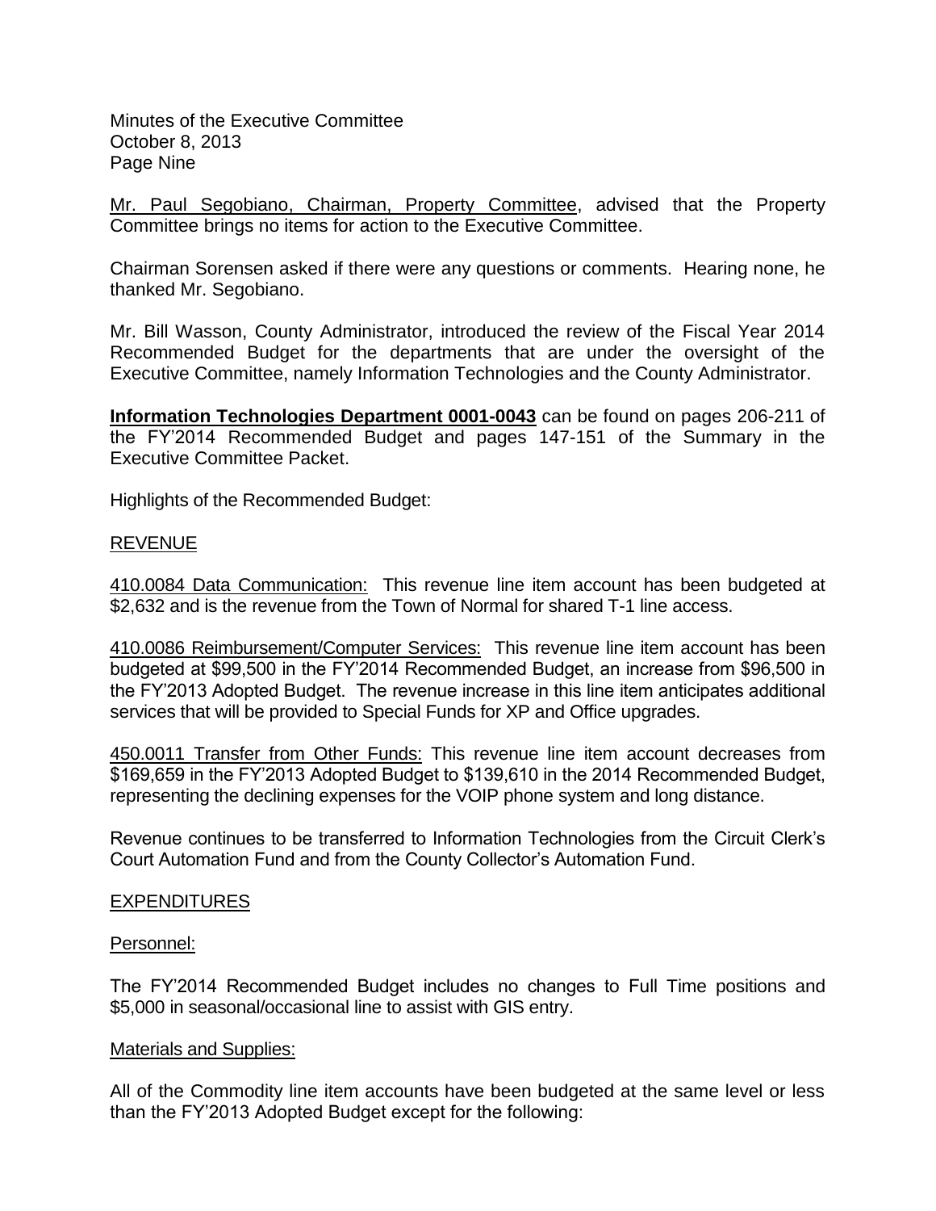Minutes of the Executive Committee
October 8, 2013
Page Nine

Mr. Paul Segobiano, Chairman, Property Committee, advised that the Property Committee brings no items for action to the Executive Committee.

Chairman Sorensen asked if there were any questions or comments. Hearing none, he thanked Mr. Segobiano.

Mr. Bill Wasson, County Administrator, introduced the review of the Fiscal Year 2014 Recommended Budget for the departments that are under the oversight of the Executive Committee, namely Information Technologies and the County Administrator.

**Information Technologies Department 0001-0043** can be found on pages 206-211 of the FY'2014 Recommended Budget and pages 147-151 of the Summary in the Executive Committee Packet.

Highlights of the Recommended Budget:

REVENUE

410.0084 Data Communication: This revenue line item account has been budgeted at \$2,632 and is the revenue from the Town of Normal for shared T-1 line access.

410.0086 Reimbursement/Computer Services: This revenue line item account has been budgeted at \$99,500 in the FY'2014 Recommended Budget, an increase from \$96,500 in the FY'2013 Adopted Budget. The revenue increase in this line item anticipates additional services that will be provided to Special Funds for XP and Office upgrades.

450.0011 Transfer from Other Funds: This revenue line item account decreases from \$169,659 in the FY'2013 Adopted Budget to \$139,610 in the 2014 Recommended Budget, representing the declining expenses for the VOIP phone system and long distance.

Revenue continues to be transferred to Information Technologies from the Circuit Clerk's Court Automation Fund and from the County Collector's Automation Fund.

EXPENDITURES

Personnel:

The FY'2014 Recommended Budget includes no changes to Full Time positions and \$5,000 in seasonal/occasional line to assist with GIS entry.

Materials and Supplies:

All of the Commodity line item accounts have been budgeted at the same level or less than the FY'2013 Adopted Budget except for the following: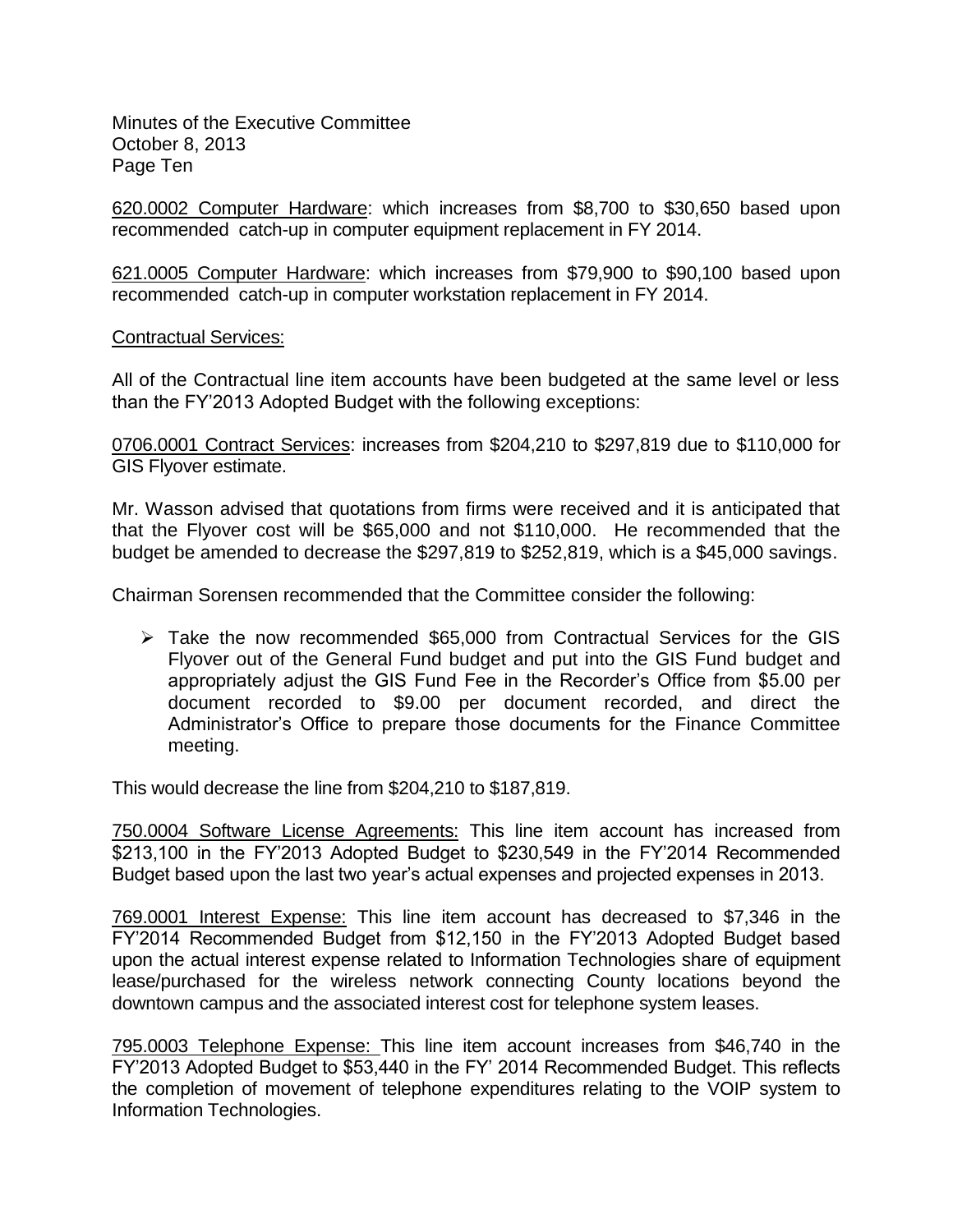620.0002 Computer Hardware: which increases from $8,700 to $30,650 based upon recommended catch-up in computer equipment replacement in FY 2014.

621.0005 Computer Hardware: which increases from $79,900 to $90,100 based upon recommended catch-up in computer workstation replacement in FY 2014.

Contractual Services:

All of the Contractual line item accounts have been budgeted at the same level or less than the FY'2013 Adopted Budget with the following exceptions:

0706.0001 Contract Services: increases from $204,210 to $297,819 due to $110,000 for GIS Flyover estimate.

Mr. Wasson advised that quotations from firms were received and it is anticipated that that the Flyover cost will be $65,000 and not $110,000. He recommended that the budget be amended to decrease the $297,819 to $252,819, which is a $45,000 savings.

Chairman Sorensen recommended that the Committee consider the following:

- Take the now recommended $65,000 from Contractual Services for the GIS Flyover out of the General Fund budget and put into the GIS Fund budget and appropriately adjust the GIS Fund Fee in the Recorder's Office from $5.00 per document recorded to $9.00 per document recorded, and direct the Administrator's Office to prepare those documents for the Finance Committee meeting.

This would decrease the line from $204,210 to $187,819.

750.0004 Software License Agreements: This line item account has increased from $213,100 in the FY'2013 Adopted Budget to $230,549 in the FY'2014 Recommended Budget based upon the last two year's actual expenses and projected expenses in 2013.

769.0001 Interest Expense: This line item account has decreased to $7,346 in the FY'2014 Recommended Budget from $12,150 in the FY'2013 Adopted Budget based upon the actual interest expense related to Information Technologies share of equipment lease/purchased for the wireless network connecting County locations beyond the downtown campus and the associated interest cost for telephone system leases.

795.0003 Telephone Expense: This line item account increases from $46,740 in the FY'2013 Adopted Budget to $53,440 in the FY' 2014 Recommended Budget. This reflects the completion of movement of telephone expenditures relating to the VOIP system to Information Technologies.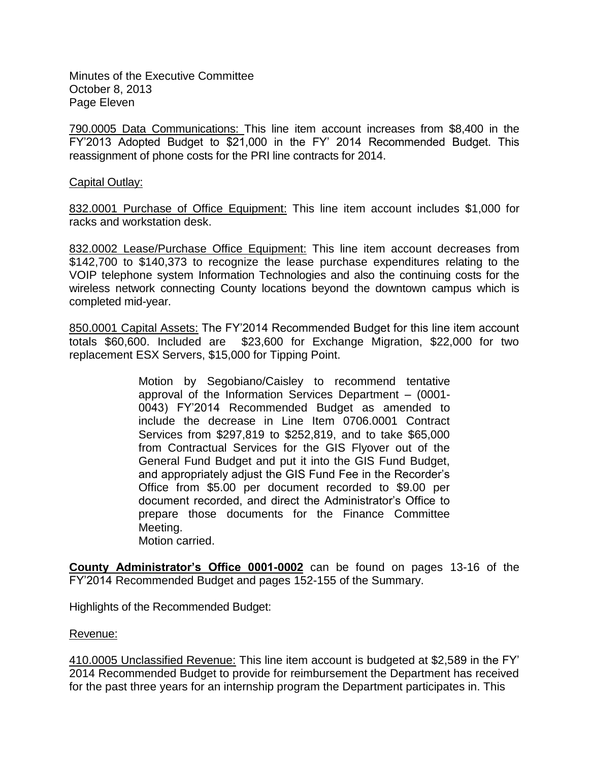790.0005 Data Communications: This line item account increases from $8,400 in the FY'2013 Adopted Budget to $21,000 in the FY' 2014 Recommended Budget. This reassignment of phone costs for the PRI line contracts for 2014.

Capital Outlay:

832.0001 Purchase of Office Equipment: This line item account includes $1,000 for racks and workstation desk.

832.0002 Lease/Purchase Office Equipment: This line item account decreases from $142,700 to $140,373 to recognize the lease purchase expenditures relating to the VOIP telephone system Information Technologies and also the continuing costs for the wireless network connecting County locations beyond the downtown campus which is completed mid-year.

850.0001 Capital Assets: The FY'2014 Recommended Budget for this line item account totals $60,600. Included are $23,600 for Exchange Migration, $22,000 for two replacement ESX Servers, $15,000 for Tipping Point.

> Motion by Segobiano/Caisley to recommend tentative approval of the Information Services Department – (0001-0043) FY'2014 Recommended Budget as amended to include the decrease in Line Item 0706.0001 Contract Services from $297,819 to $252,819, and to take $65,000 from Contractual Services for the GIS Flyover out of the General Fund Budget and put it into the GIS Fund Budget, and appropriately adjust the GIS Fund Fee in the Recorder's Office from $5.00 per document recorded to $9.00 per document recorded, and direct the Administrator's Office to prepare those documents for the Finance Committee Meeting.
> Motion carried.

**County Administrator's Office 0001-0002** can be found on pages 13-16 of the FY'2014 Recommended Budget and pages 152-155 of the Summary.

Highlights of the Recommended Budget:

Revenue:

410.0005 Unclassified Revenue: This line item account is budgeted at $2,589 in the FY' 2014 Recommended Budget to provide for reimbursement the Department has received for the past three years for an internship program the Department participates in. This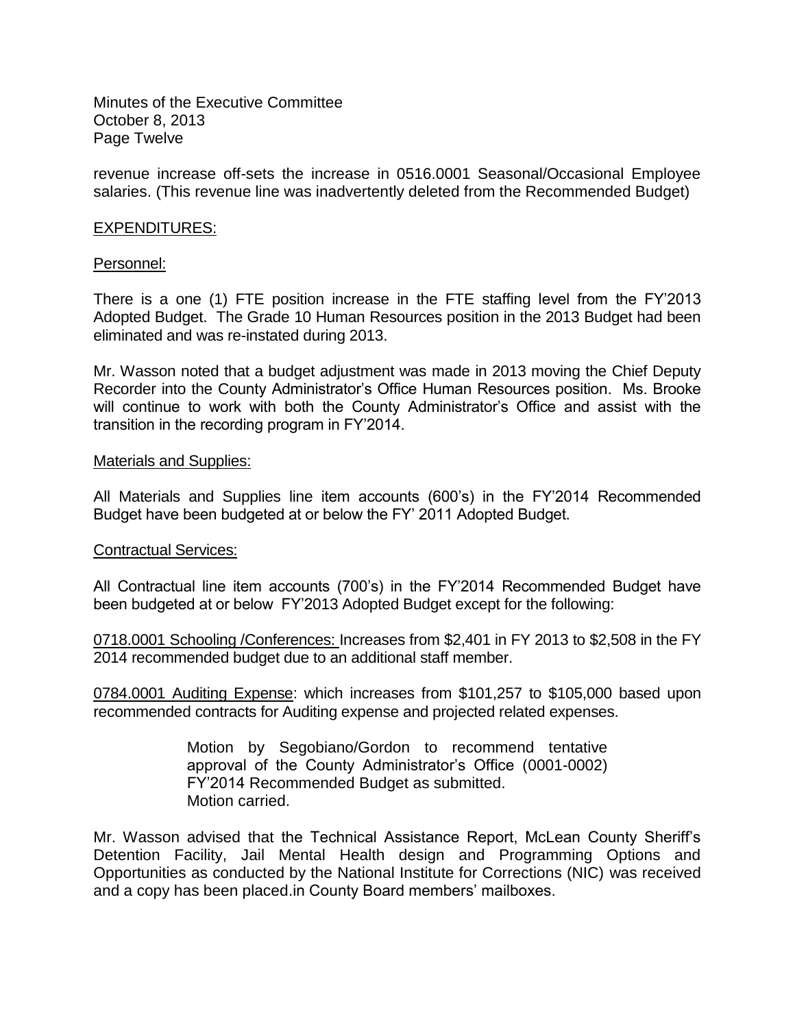revenue increase off-sets the increase in 0516.0001 Seasonal/Occasional Employee salaries. (This revenue line was inadvertently deleted from the Recommended Budget)

EXPENDITURES:

Personnel:

There is a one (1) FTE position increase in the FTE staffing level from the FY'2013 Adopted Budget. The Grade 10 Human Resources position in the 2013 Budget had been eliminated and was re-instated during 2013.

Mr. Wasson noted that a budget adjustment was made in 2013 moving the Chief Deputy Recorder into the County Administrator's Office Human Resources position. Ms. Brooke will continue to work with both the County Administrator's Office and assist with the transition in the recording program in FY'2014.

Materials and Supplies:

All Materials and Supplies line item accounts (600's) in the FY'2014 Recommended Budget have been budgeted at or below the FY' 2011 Adopted Budget.

Contractual Services:

All Contractual line item accounts (700's) in the FY'2014 Recommended Budget have been budgeted at or below FY'2013 Adopted Budget except for the following:

0718.0001 Schooling /Conferences: Increases from $2,401 in FY 2013 to $2,508 in the FY 2014 recommended budget due to an additional staff member.

0784.0001 Auditing Expense: which increases from $101,257 to $105,000 based upon recommended contracts for Auditing expense and projected related expenses.

> Motion by Segobiano/Gordon to recommend tentative approval of the County Administrator's Office (0001-0002) FY'2014 Recommended Budget as submitted.
> Motion carried.

Mr. Wasson advised that the Technical Assistance Report, McLean County Sheriff's Detention Facility, Jail Mental Health design and Programming Options and Opportunities as conducted by the National Institute for Corrections (NIC) was received and a copy has been placed.in County Board members' mailboxes.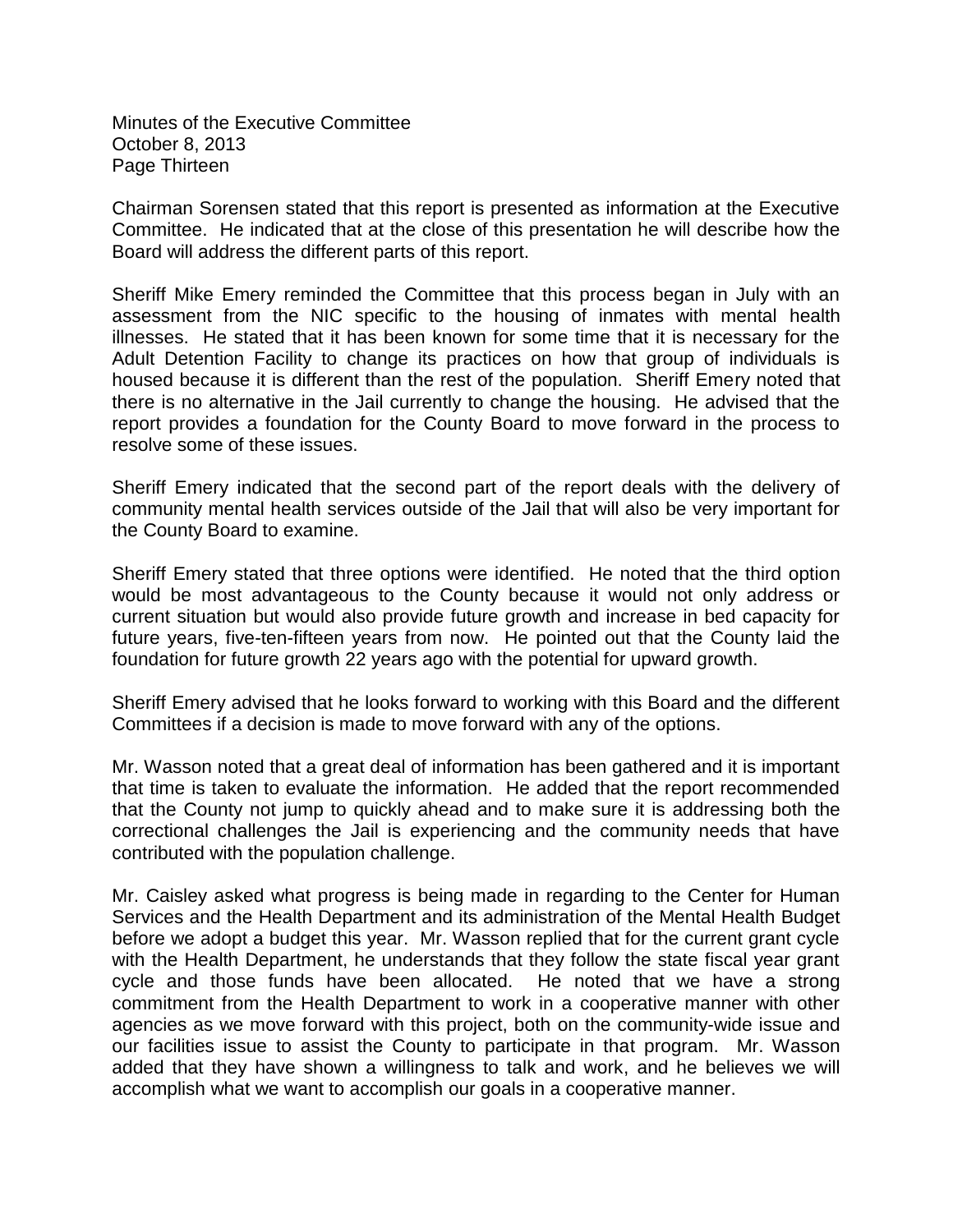Chairman Sorensen stated that this report is presented as information at the Executive Committee. He indicated that at the close of this presentation he will describe how the Board will address the different parts of this report.

Sheriff Mike Emery reminded the Committee that this process began in July with an assessment from the NIC specific to the housing of inmates with mental health illnesses. He stated that it has been known for some time that it is necessary for the Adult Detention Facility to change its practices on how that group of individuals is housed because it is different than the rest of the population. Sheriff Emery noted that there is no alternative in the Jail currently to change the housing. He advised that the report provides a foundation for the County Board to move forward in the process to resolve some of these issues.

Sheriff Emery indicated that the second part of the report deals with the delivery of community mental health services outside of the Jail that will also be very important for the County Board to examine.

Sheriff Emery stated that three options were identified. He noted that the third option would be most advantageous to the County because it would not only address or current situation but would also provide future growth and increase in bed capacity for future years, five-ten-fifteen years from now. He pointed out that the County laid the foundation for future growth 22 years ago with the potential for upward growth.

Sheriff Emery advised that he looks forward to working with this Board and the different Committees if a decision is made to move forward with any of the options.

Mr. Wasson noted that a great deal of information has been gathered and it is important that time is taken to evaluate the information. He added that the report recommended that the County not jump to quickly ahead and to make sure it is addressing both the correctional challenges the Jail is experiencing and the community needs that have contributed with the population challenge.

Mr. Caisley asked what progress is being made in regarding to the Center for Human Services and the Health Department and its administration of the Mental Health Budget before we adopt a budget this year. Mr. Wasson replied that for the current grant cycle with the Health Department, he understands that they follow the state fiscal year grant cycle and those funds have been allocated. He noted that we have a strong commitment from the Health Department to work in a cooperative manner with other agencies as we move forward with this project, both on the community-wide issue and our facilities issue to assist the County to participate in that program. Mr. Wasson added that they have shown a willingness to talk and work, and he believes we will accomplish what we want to accomplish our goals in a cooperative manner.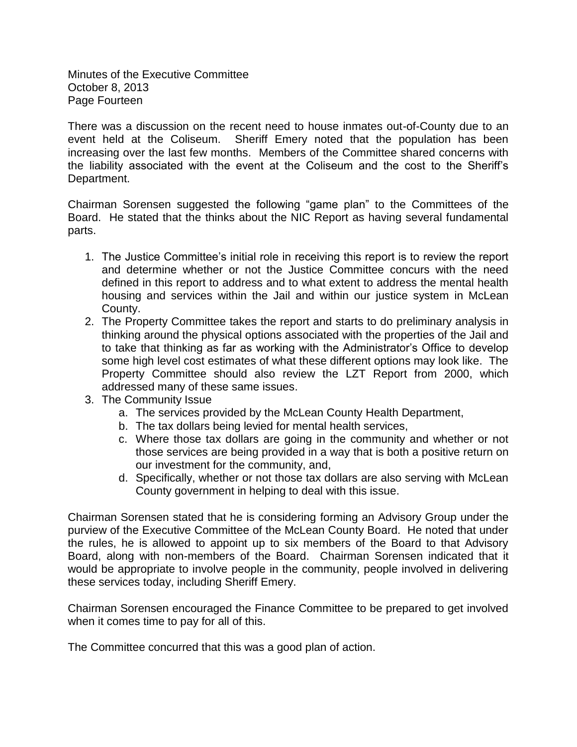There was a discussion on the recent need to house inmates out-of-County due to an event held at the Coliseum. Sheriff Emery noted that the population has been increasing over the last few months. Members of the Committee shared concerns with the liability associated with the event at the Coliseum and the cost to the Sheriff's Department.

Chairman Sorensen suggested the following "game plan" to the Committees of the Board. He stated that the thinks about the NIC Report as having several fundamental parts.

1. The Justice Committee's initial role in receiving this report is to review the report and determine whether or not the Justice Committee concurs with the need defined in this report to address and to what extent to address the mental health housing and services within the Jail and within our justice system in McLean County.
2. The Property Committee takes the report and starts to do preliminary analysis in thinking around the physical options associated with the properties of the Jail and to take that thinking as far as working with the Administrator's Office to develop some high level cost estimates of what these different options may look like. The Property Committee should also review the LZT Report from 2000, which addressed many of these same issues.
3. The Community Issue
   a. The services provided by the McLean County Health Department,
   b. The tax dollars being levied for mental health services,
   c. Where those tax dollars are going in the community and whether or not those services are being provided in a way that is both a positive return on our investment for the community, and,
   d. Specifically, whether or not those tax dollars are also serving with McLean County government in helping to deal with this issue.

Chairman Sorensen stated that he is considering forming an Advisory Group under the purview of the Executive Committee of the McLean County Board. He noted that under the rules, he is allowed to appoint up to six members of the Board to that Advisory Board, along with non-members of the Board. Chairman Sorensen indicated that it would be appropriate to involve people in the community, people involved in delivering these services today, including Sheriff Emery.

Chairman Sorensen encouraged the Finance Committee to be prepared to get involved when it comes time to pay for all of this.

The Committee concurred that this was a good plan of action.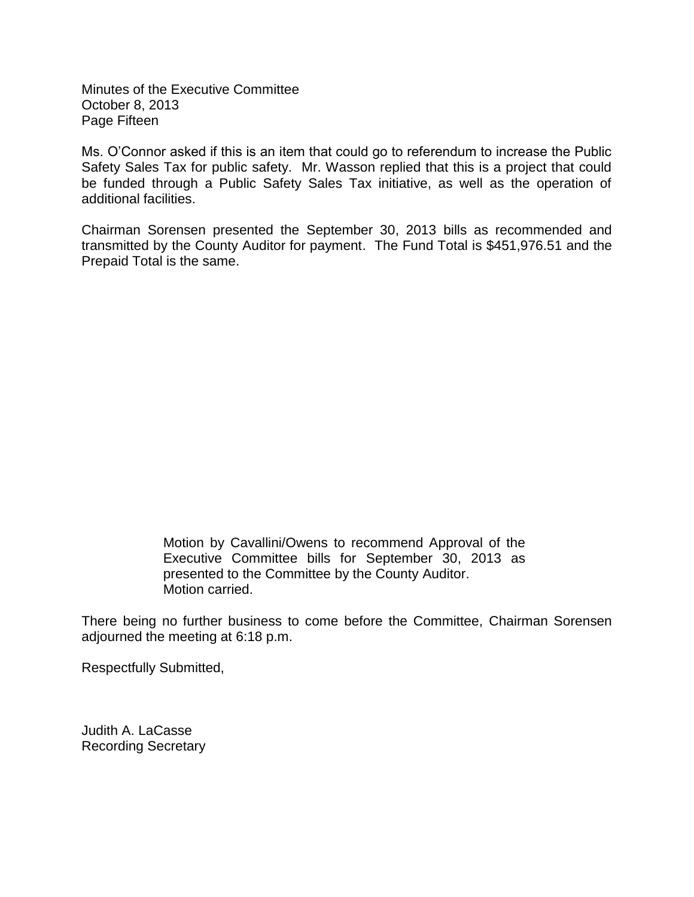Ms. O'Connor asked if this is an item that could go to referendum to increase the Public Safety Sales Tax for public safety. Mr. Wasson replied that this is a project that could be funded through a Public Safety Sales Tax initiative, as well as the operation of additional facilities.

Chairman Sorensen presented the September 30, 2013 bills as recommended and transmitted by the County Auditor for payment. The Fund Total is $451,976.51 and the Prepaid Total is the same.

> Motion by Cavallini/Owens to recommend Approval of the Executive Committee bills for September 30, 2013 as presented to the Committee by the County Auditor.
> Motion carried.

There being no further business to come before the Committee, Chairman Sorensen adjourned the meeting at 6:18 p.m.

Respectfully Submitted,

Judith A. LaCasse
Recording Secretary